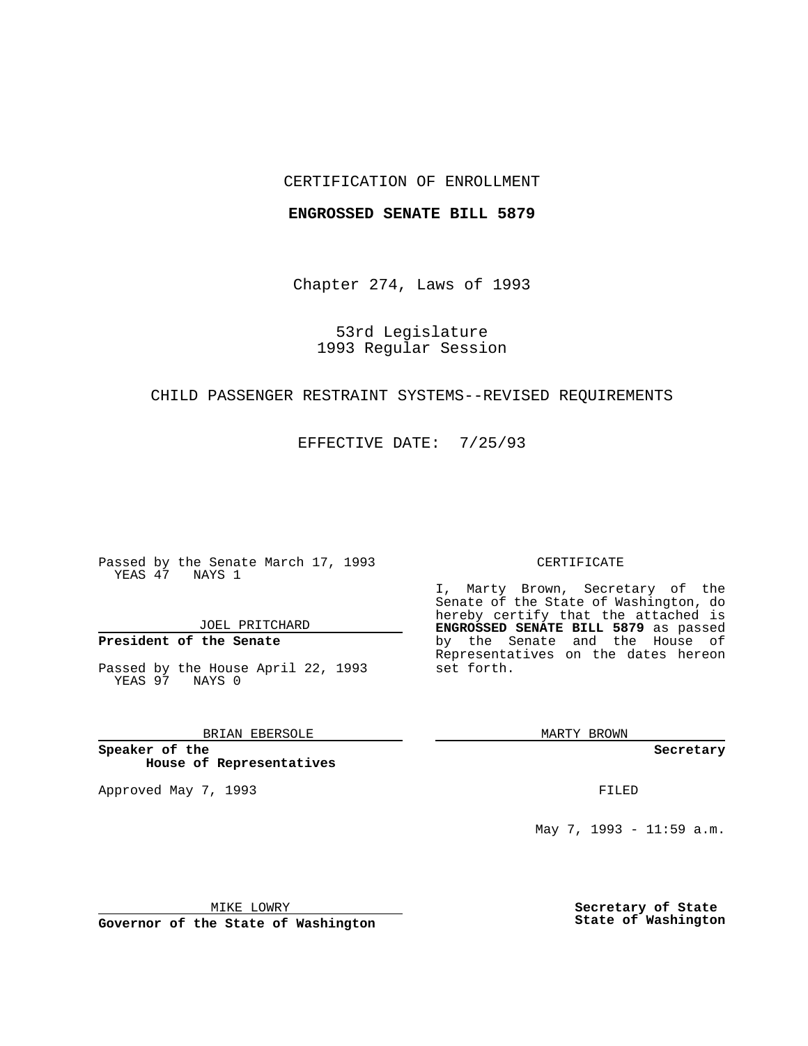CERTIFICATION OF ENROLLMENT

**ENGROSSED SENATE BILL 5879**

Chapter 274, Laws of 1993

53rd Legislature
1993 Regular Session

CHILD PASSENGER RESTRAINT SYSTEMS--REVISED REQUIREMENTS

EFFECTIVE DATE: 7/25/93

Passed by the Senate March 17, 1993
YEAS 47 NAYS 1

JOEL PRITCHARD

**President of the Senate**

Passed by the House April 22, 1993
YEAS 97 NAYS 0

BRIAN EBERSOLE

**Speaker of the House of Representatives**

Approved May 7, 1993

MIKE LOWRY

**Governor of the State of Washington**

CERTIFICATE

I, Marty Brown, Secretary of the Senate of the State of Washington, do hereby certify that the attached is **ENGROSSED SENATE BILL 5879** as passed by the Senate and the House of Representatives on the dates hereon set forth.

MARTY BROWN

**Secretary**

FILED

May 7, 1993 - 11:59 a.m.

**Secretary of State**
**State of Washington**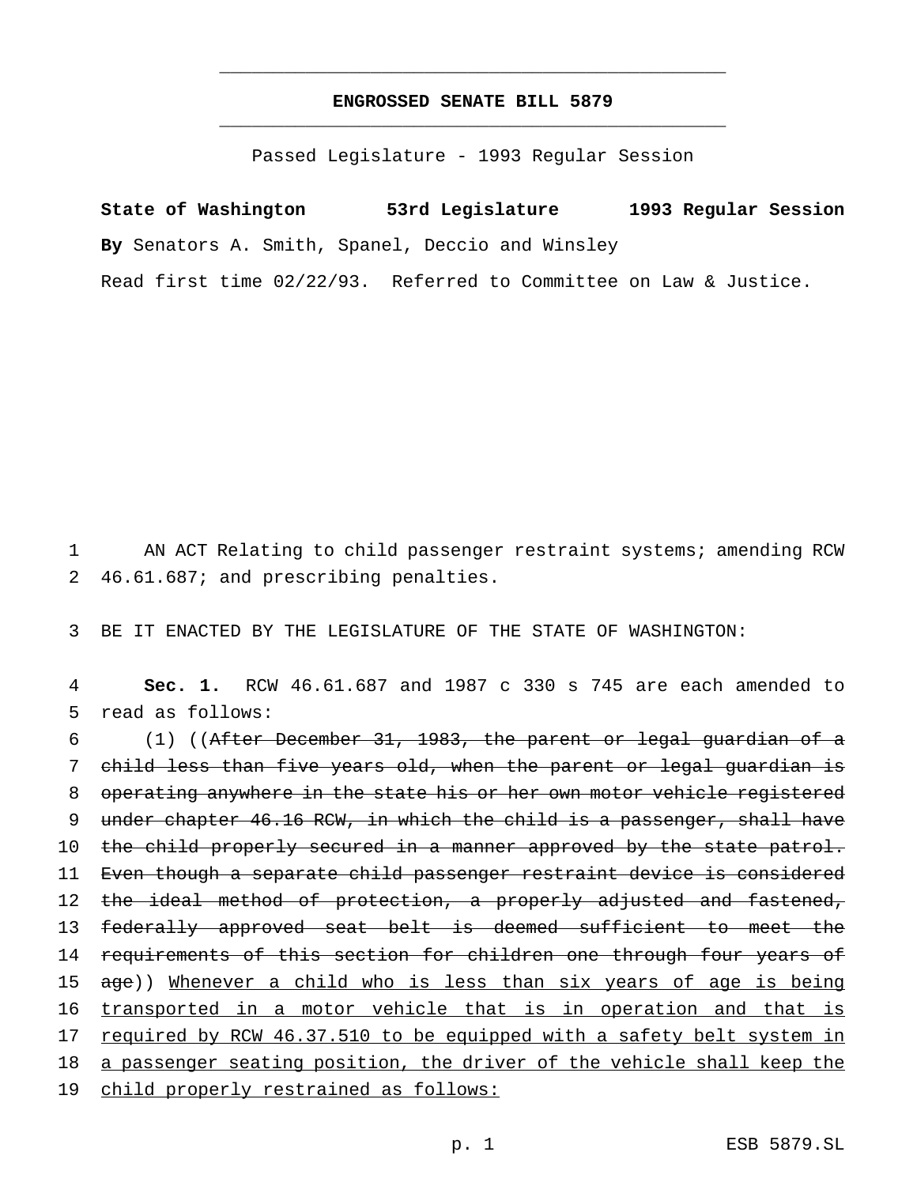# ENGROSSED SENATE BILL 5879

Passed Legislature - 1993 Regular Session

**State of Washington 53rd Legislature 1993 Regular Session**

**By** Senators A. Smith, Spanel, Deccio and Winsley

Read first time 02/22/93. Referred to Committee on Law & Justice.

AN ACT Relating to child passenger restraint systems; amending RCW 46.61.687; and prescribing penalties.

BE IT ENACTED BY THE LEGISLATURE OF THE STATE OF WASHINGTON:

**Sec. 1.** RCW 46.61.687 and 1987 c 330 s 745 are each amended to read as follows:

(1) ((~~After December 31, 1983, the parent or legal guardian of a child less than five years old, when the parent or legal guardian is operating anywhere in the state his or her own motor vehicle registered under chapter 46.16 RCW, in which the child is a passenger, shall have the child properly secured in a manner approved by the state patrol. Even though a separate child passenger restraint device is considered the ideal method of protection, a properly adjusted and fastened, federally approved seat belt is deemed sufficient to meet the requirements of this section for children one through four years of age~~)) <u>Whenever a child who is less than six years of age is being transported in a motor vehicle that is in operation and that is required by RCW 46.37.510 to be equipped with a safety belt system in a passenger seating position, the driver of the vehicle shall keep the child properly restrained as follows:</u>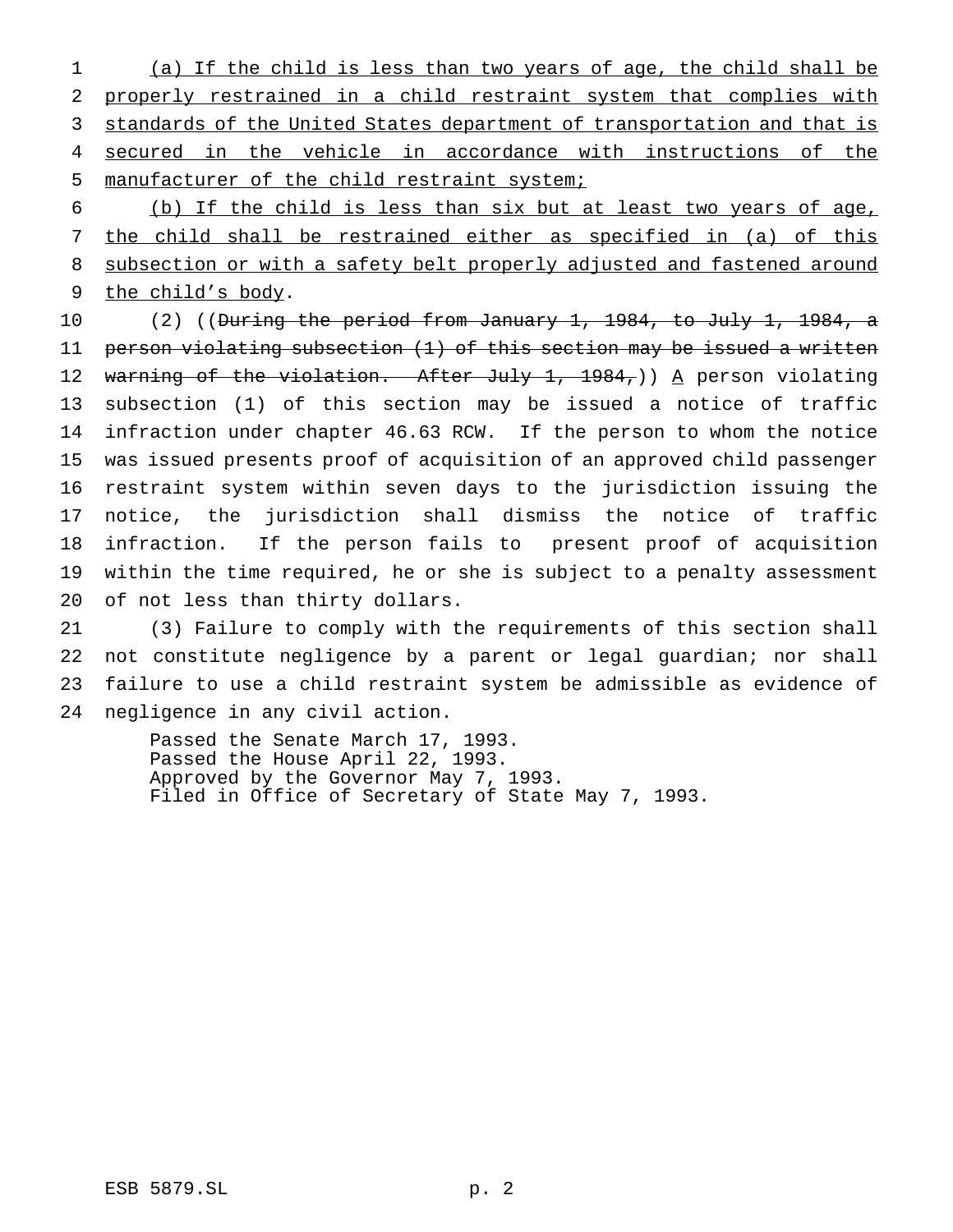(a) If the child is less than two years of age, the child shall be properly restrained in a child restraint system that complies with standards of the United States department of transportation and that is secured in the vehicle in accordance with instructions of the manufacturer of the child restraint system;

(b) If the child is less than six but at least two years of age, the child shall be restrained either as specified in (a) of this subsection or with a safety belt properly adjusted and fastened around the child's body.

(2) ((~~During the period from January 1, 1984, to July 1, 1984, a person violating subsection (1) of this section may be issued a written warning of the violation. After July 1, 1984,~~)) A person violating subsection (1) of this section may be issued a notice of traffic infraction under chapter 46.63 RCW. If the person to whom the notice was issued presents proof of acquisition of an approved child passenger restraint system within seven days to the jurisdiction issuing the notice, the jurisdiction shall dismiss the notice of traffic infraction. If the person fails to present proof of acquisition within the time required, he or she is subject to a penalty assessment of not less than thirty dollars.

(3) Failure to comply with the requirements of this section shall not constitute negligence by a parent or legal guardian; nor shall failure to use a child restraint system be admissible as evidence of negligence in any civil action.

Passed the Senate March 17, 1993.
Passed the House April 22, 1993.
Approved by the Governor May 7, 1993.
Filed in Office of Secretary of State May 7, 1993.